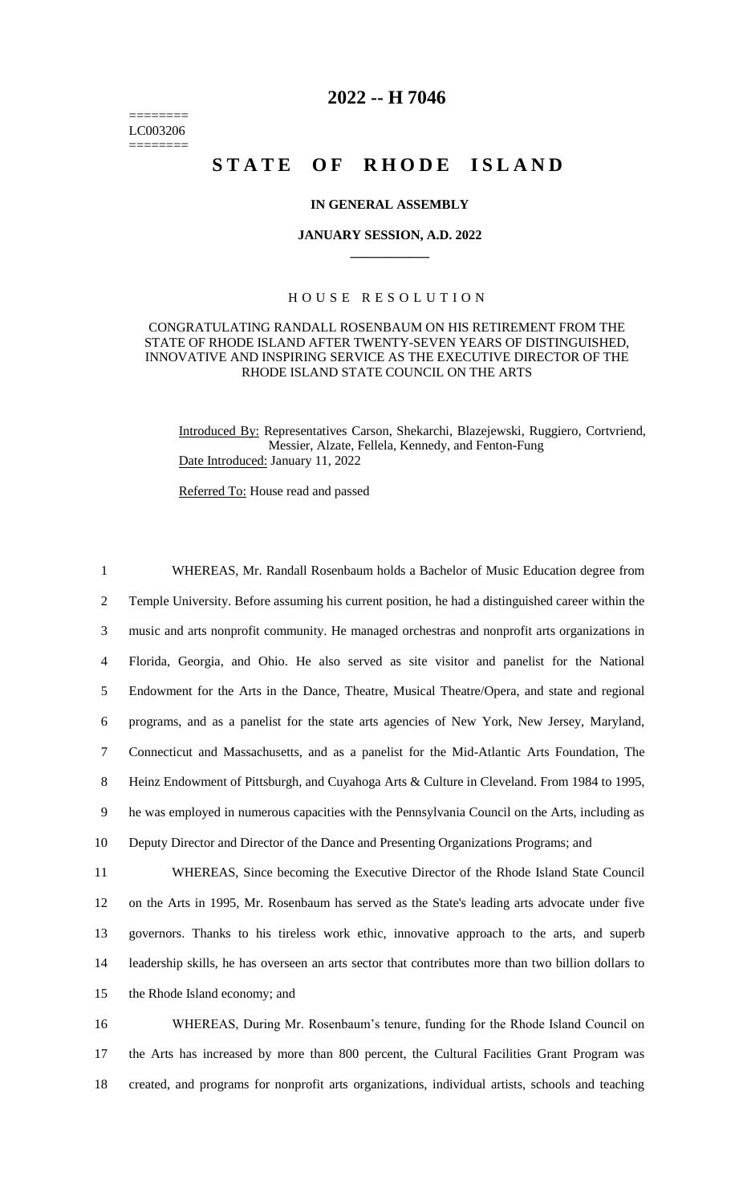========
LC003206
========

# 2022 -- H 7046

# STATE OF RHODE ISLAND

**IN GENERAL ASSEMBLY**

**JANUARY SESSION, A.D. 2022**

---

## HOUSE RESOLUTION

CONGRATULATING RANDALL ROSENBAUM ON HIS RETIREMENT FROM THE STATE OF RHODE ISLAND AFTER TWENTY-SEVEN YEARS OF DISTINGUISHED, INNOVATIVE AND INSPIRING SERVICE AS THE EXECUTIVE DIRECTOR OF THE RHODE ISLAND STATE COUNCIL ON THE ARTS

Introduced By: Representatives Carson, Shekarchi, Blazejewski, Ruggiero, Cortvriend, Messier, Alzate, Fellela, Kennedy, and Fenton-Fung

Date Introduced: January 11, 2022

Referred To: House read and passed

1 WHEREAS, Mr. Randall Rosenbaum holds a Bachelor of Music Education degree from
2 Temple University. Before assuming his current position, he had a distinguished career within the
3 music and arts nonprofit community. He managed orchestras and nonprofit arts organizations in
4 Florida, Georgia, and Ohio. He also served as site visitor and panelist for the National
5 Endowment for the Arts in the Dance, Theatre, Musical Theatre/Opera, and state and regional
6 programs, and as a panelist for the state arts agencies of New York, New Jersey, Maryland,
7 Connecticut and Massachusetts, and as a panelist for the Mid-Atlantic Arts Foundation, The
8 Heinz Endowment of Pittsburgh, and Cuyahoga Arts & Culture in Cleveland. From 1984 to 1995,
9 he was employed in numerous capacities with the Pennsylvania Council on the Arts, including as
10 Deputy Director and Director of the Dance and Presenting Organizations Programs; and

11 WHEREAS, Since becoming the Executive Director of the Rhode Island State Council
12 on the Arts in 1995, Mr. Rosenbaum has served as the State's leading arts advocate under five
13 governors. Thanks to his tireless work ethic, innovative approach to the arts, and superb
14 leadership skills, he has overseen an arts sector that contributes more than two billion dollars to
15 the Rhode Island economy; and

16 WHEREAS, During Mr. Rosenbaum's tenure, funding for the Rhode Island Council on
17 the Arts has increased by more than 800 percent, the Cultural Facilities Grant Program was
18 created, and programs for nonprofit arts organizations, individual artists, schools and teaching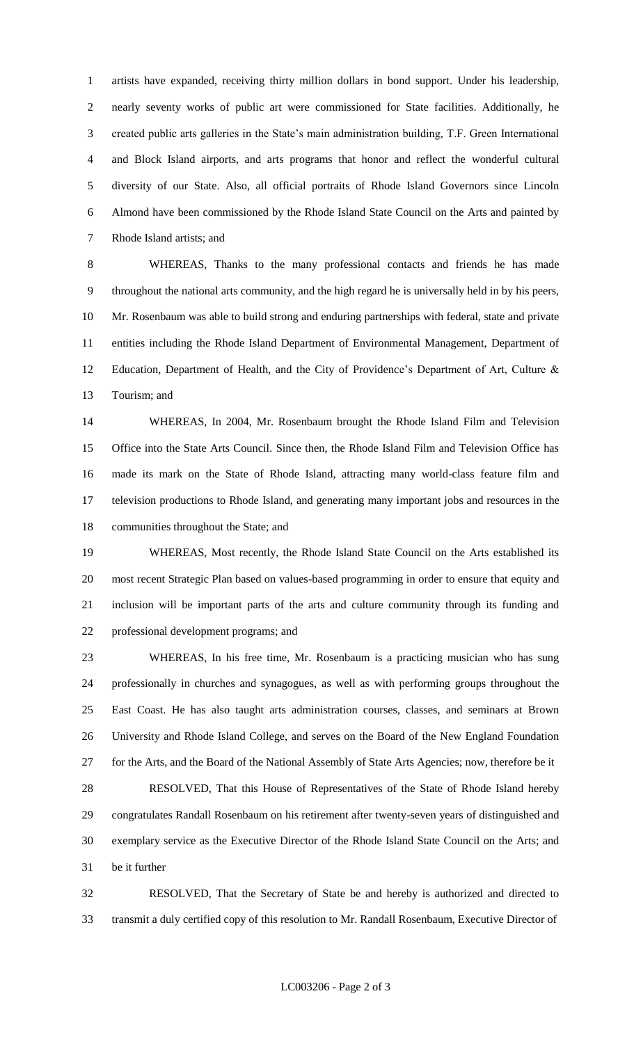artists have expanded, receiving thirty million dollars in bond support. Under his leadership, nearly seventy works of public art were commissioned for State facilities. Additionally, he created public arts galleries in the State's main administration building, T.F. Green International and Block Island airports, and arts programs that honor and reflect the wonderful cultural diversity of our State. Also, all official portraits of Rhode Island Governors since Lincoln Almond have been commissioned by the Rhode Island State Council on the Arts and painted by Rhode Island artists; and

WHEREAS, Thanks to the many professional contacts and friends he has made throughout the national arts community, and the high regard he is universally held in by his peers, Mr. Rosenbaum was able to build strong and enduring partnerships with federal, state and private entities including the Rhode Island Department of Environmental Management, Department of Education, Department of Health, and the City of Providence's Department of Art, Culture & Tourism; and

WHEREAS, In 2004, Mr. Rosenbaum brought the Rhode Island Film and Television Office into the State Arts Council. Since then, the Rhode Island Film and Television Office has made its mark on the State of Rhode Island, attracting many world-class feature film and television productions to Rhode Island, and generating many important jobs and resources in the communities throughout the State; and

WHEREAS, Most recently, the Rhode Island State Council on the Arts established its most recent Strategic Plan based on values-based programming in order to ensure that equity and inclusion will be important parts of the arts and culture community through its funding and professional development programs; and

WHEREAS, In his free time, Mr. Rosenbaum is a practicing musician who has sung professionally in churches and synagogues, as well as with performing groups throughout the East Coast. He has also taught arts administration courses, classes, and seminars at Brown University and Rhode Island College, and serves on the Board of the New England Foundation for the Arts, and the Board of the National Assembly of State Arts Agencies; now, therefore be it

RESOLVED, That this House of Representatives of the State of Rhode Island hereby congratulates Randall Rosenbaum on his retirement after twenty-seven years of distinguished and exemplary service as the Executive Director of the Rhode Island State Council on the Arts; and be it further

RESOLVED, That the Secretary of State be and hereby is authorized and directed to transmit a duly certified copy of this resolution to Mr. Randall Rosenbaum, Executive Director of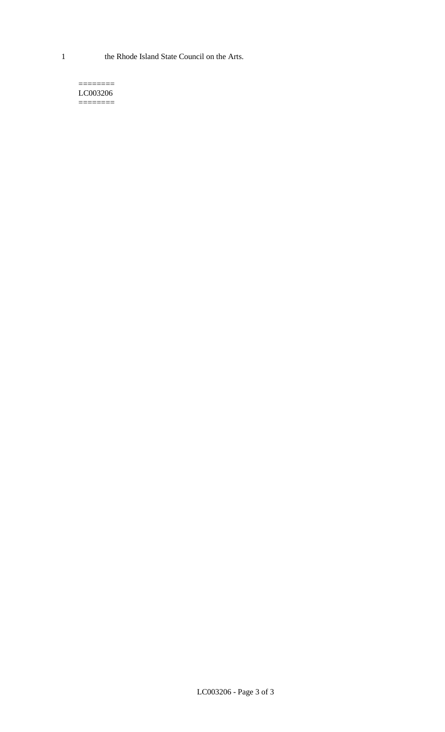1 the Rhode Island State Council on the Arts.

========
LC003206
========